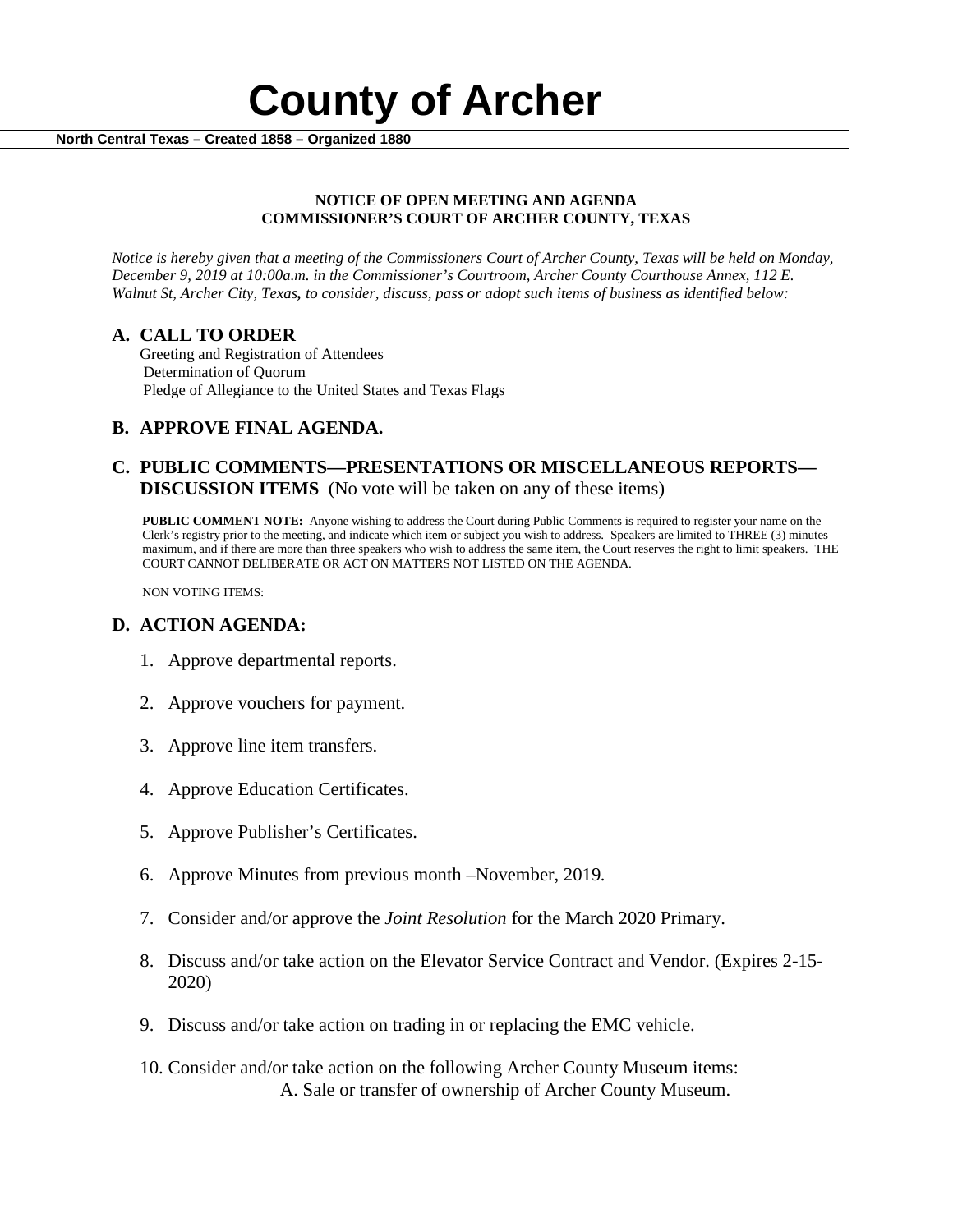# County of Archer

**North Central Texas – Created 1858 – Organized 1880**

**NOTICE OF OPEN MEETING AND AGENDA**
**COMMISSIONER'S COURT OF ARCHER COUNTY, TEXAS**

*Notice is hereby given that a meeting of the Commissioners Court of Archer County, Texas will be held on Monday, December 9, 2019 at 10:00a.m. in the Commissioner's Courtroom, Archer County Courthouse Annex, 112 E. Walnut St, Archer City, Texas, to consider, discuss, pass or adopt such items of business as identified below:*

## A. CALL TO ORDER

Greeting and Registration of Attendees
Determination of Quorum
Pledge of Allegiance to the United States and Texas Flags

## B. APPROVE FINAL AGENDA.

## C. PUBLIC COMMENTS—PRESENTATIONS OR MISCELLANEOUS REPORTS—DISCUSSION ITEMS (No vote will be taken on any of these items)

**PUBLIC COMMENT NOTE:** Anyone wishing to address the Court during Public Comments is required to register your name on the Clerk's registry prior to the meeting, and indicate which item or subject you wish to address. Speakers are limited to THREE (3) minutes maximum, and if there are more than three speakers who wish to address the same item, the Court reserves the right to limit speakers. THE COURT CANNOT DELIBERATE OR ACT ON MATTERS NOT LISTED ON THE AGENDA.

NON VOTING ITEMS:

## D. ACTION AGENDA:

1. Approve departmental reports.
2. Approve vouchers for payment.
3. Approve line item transfers.
4. Approve Education Certificates.
5. Approve Publisher's Certificates.
6. Approve Minutes from previous month –November, 2019.
7. Consider and/or approve the *Joint Resolution* for the March 2020 Primary.
8. Discuss and/or take action on the Elevator Service Contract and Vendor. (Expires 2-15-2020)
9. Discuss and/or take action on trading in or replacing the EMC vehicle.
10. Consider and/or take action on the following Archer County Museum items:
    A. Sale or transfer of ownership of Archer County Museum.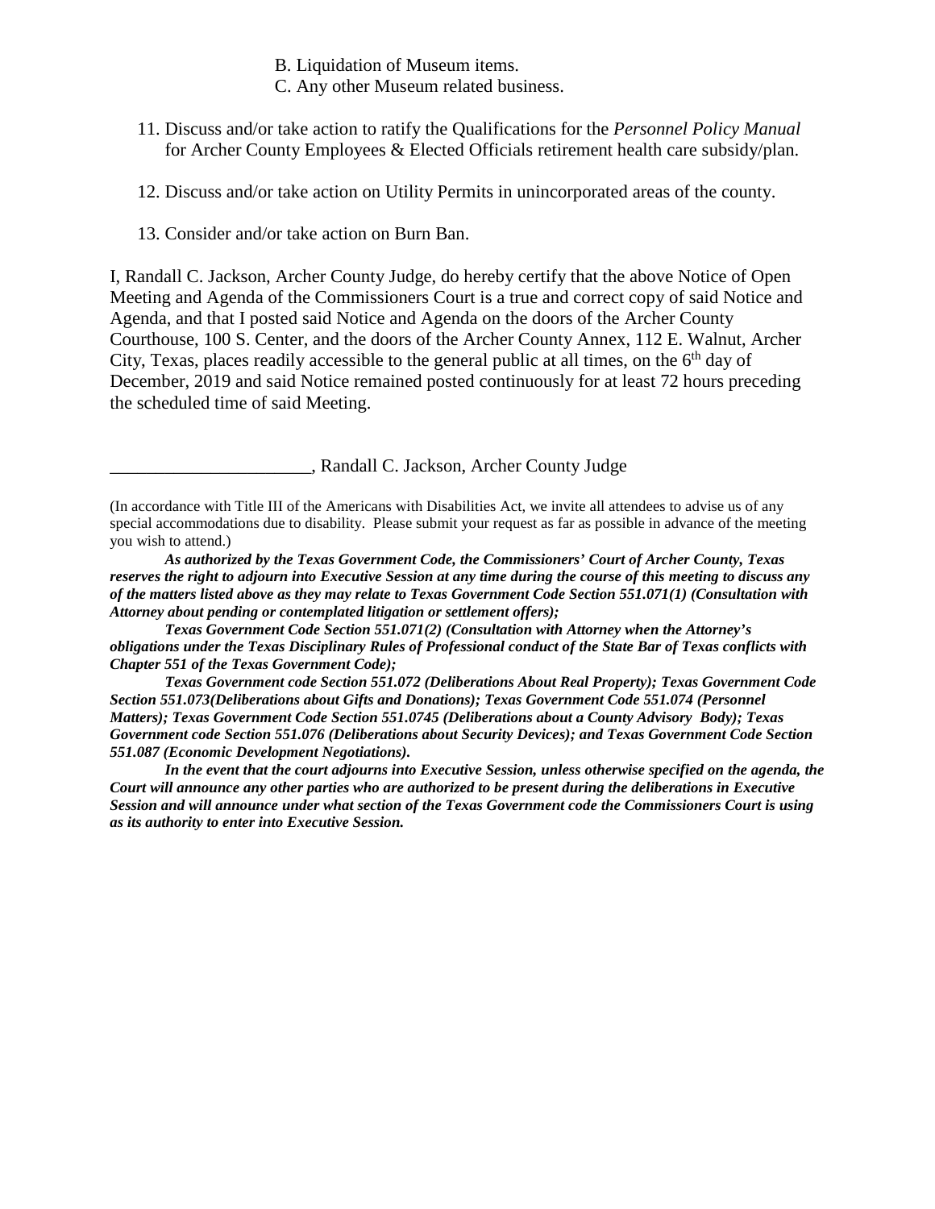B. Liquidation of Museum items.
   C. Any other Museum related business.

11. Discuss and/or take action to ratify the Qualifications for the *Personnel Policy Manual* for Archer County Employees & Elected Officials retirement health care subsidy/plan.

12. Discuss and/or take action on Utility Permits in unincorporated areas of the county.

13. Consider and/or take action on Burn Ban.

I, Randall C. Jackson, Archer County Judge, do hereby certify that the above Notice of Open Meeting and Agenda of the Commissioners Court is a true and correct copy of said Notice and Agenda, and that I posted said Notice and Agenda on the doors of the Archer County Courthouse, 100 S. Center, and the doors of the Archer County Annex, 112 E. Walnut, Archer City, Texas, places readily accessible to the general public at all times, on the 6th day of December, 2019 and said Notice remained posted continuously for at least 72 hours preceding the scheduled time of said Meeting.

______________________, Randall C. Jackson, Archer County Judge

(In accordance with Title III of the Americans with Disabilities Act, we invite all attendees to advise us of any special accommodations due to disability. Please submit your request as far as possible in advance of the meeting you wish to attend.)

***As authorized by the Texas Government Code, the Commissioners' Court of Archer County, Texas reserves the right to adjourn into Executive Session at any time during the course of this meeting to discuss any of the matters listed above as they may relate to Texas Government Code Section 551.071(1) (Consultation with Attorney about pending or contemplated litigation or settlement offers);***

***Texas Government Code Section 551.071(2) (Consultation with Attorney when the Attorney's obligations under the Texas Disciplinary Rules of Professional conduct of the State Bar of Texas conflicts with Chapter 551 of the Texas Government Code);***

***Texas Government code Section 551.072 (Deliberations About Real Property); Texas Government Code Section 551.073(Deliberations about Gifts and Donations); Texas Government Code 551.074 (Personnel Matters); Texas Government Code Section 551.0745 (Deliberations about a County Advisory Body); Texas Government code Section 551.076 (Deliberations about Security Devices); and Texas Government Code Section 551.087 (Economic Development Negotiations).***

***In the event that the court adjourns into Executive Session, unless otherwise specified on the agenda, the Court will announce any other parties who are authorized to be present during the deliberations in Executive Session and will announce under what section of the Texas Government code the Commissioners Court is using as its authority to enter into Executive Session.***